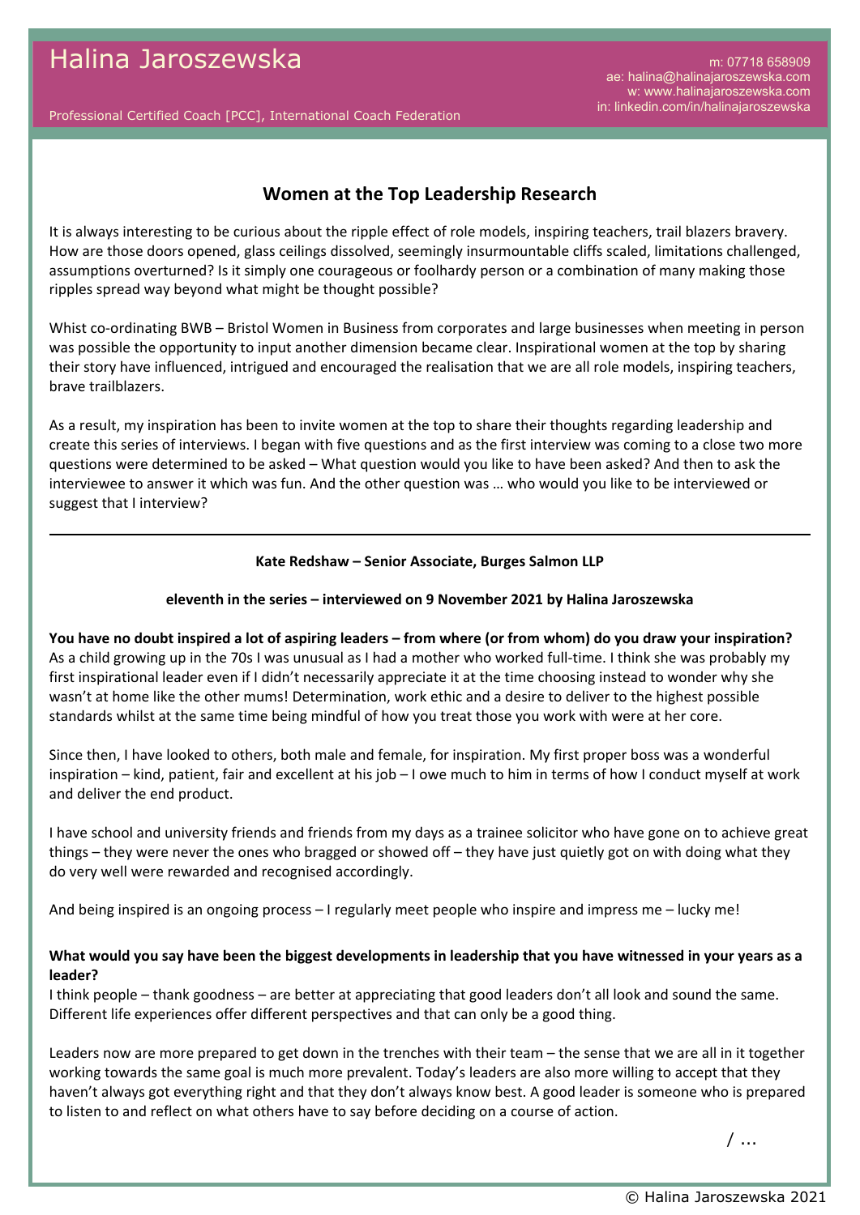Halina Jaroszewska

Professional Certified Coach [PCC], International Coach Federation

m: 07718 658909
ae: halina@halinajaroszewska.com
w: www.halinajaroszewska.com
in: linkedin.com/in/halinajaroszewska

## Women at the Top Leadership Research

It is always interesting to be curious about the ripple effect of role models, inspiring teachers, trail blazers bravery. How are those doors opened, glass ceilings dissolved, seemingly insurmountable cliffs scaled, limitations challenged, assumptions overturned? Is it simply one courageous or foolhardy person or a combination of many making those ripples spread way beyond what might be thought possible?

Whist co-ordinating BWB – Bristol Women in Business from corporates and large businesses when meeting in person was possible the opportunity to input another dimension became clear. Inspirational women at the top by sharing their story have influenced, intrigued and encouraged the realisation that we are all role models, inspiring teachers, brave trailblazers.

As a result, my inspiration has been to invite women at the top to share their thoughts regarding leadership and create this series of interviews. I began with five questions and as the first interview was coming to a close two more questions were determined to be asked – What question would you like to have been asked? And then to ask the interviewee to answer it which was fun. And the other question was … who would you like to be interviewed or suggest that I interview?

---

**Kate Redshaw – Senior Associate, Burges Salmon LLP**

**eleventh in the series – interviewed on 9 November 2021 by Halina Jaroszewska**

**You have no doubt inspired a lot of aspiring leaders – from where (or from whom) do you draw your inspiration?**
As a child growing up in the 70s I was unusual as I had a mother who worked full-time. I think she was probably my first inspirational leader even if I didn't necessarily appreciate it at the time choosing instead to wonder why she wasn't at home like the other mums! Determination, work ethic and a desire to deliver to the highest possible standards whilst at the same time being mindful of how you treat those you work with were at her core.

Since then, I have looked to others, both male and female, for inspiration. My first proper boss was a wonderful inspiration – kind, patient, fair and excellent at his job – I owe much to him in terms of how I conduct myself at work and deliver the end product.

I have school and university friends and friends from my days as a trainee solicitor who have gone on to achieve great things – they were never the ones who bragged or showed off – they have just quietly got on with doing what they do very well were rewarded and recognised accordingly.

And being inspired is an ongoing process – I regularly meet people who inspire and impress me – lucky me!

**What would you say have been the biggest developments in leadership that you have witnessed in your years as a leader?**
I think people – thank goodness – are better at appreciating that good leaders don't all look and sound the same. Different life experiences offer different perspectives and that can only be a good thing.

Leaders now are more prepared to get down in the trenches with their team – the sense that we are all in it together working towards the same goal is much more prevalent. Today's leaders are also more willing to accept that they haven't always got everything right and that they don't always know best. A good leader is someone who is prepared to listen to and reflect on what others have to say before deciding on a course of action.

/ …

© Halina Jaroszewska 2021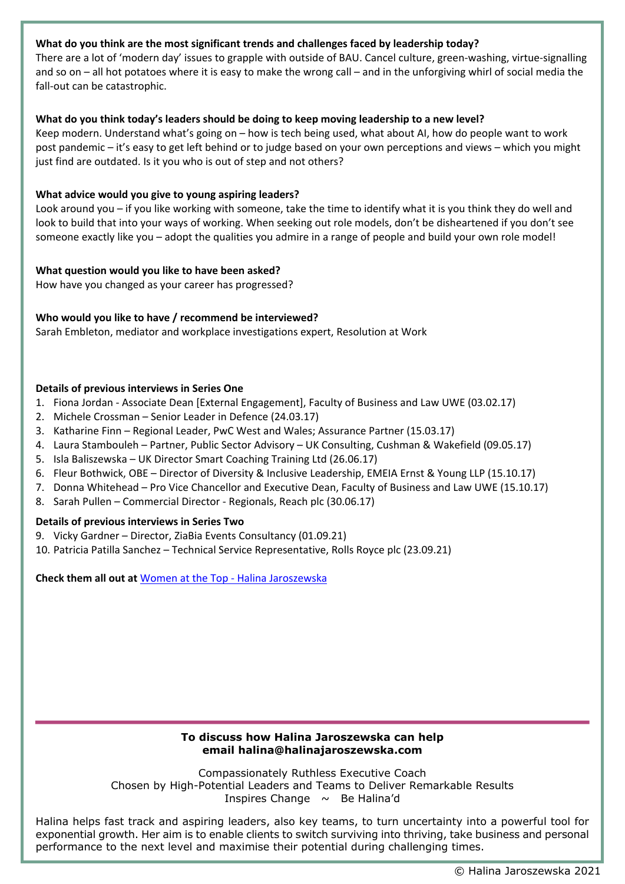**What do you think are the most significant trends and challenges faced by leadership today?**
There are a lot of 'modern day' issues to grapple with outside of BAU. Cancel culture, green-washing, virtue-signalling and so on – all hot potatoes where it is easy to make the wrong call – and in the unforgiving whirl of social media the fall-out can be catastrophic.

**What do you think today's leaders should be doing to keep moving leadership to a new level?**
Keep modern. Understand what's going on – how is tech being used, what about AI, how do people want to work post pandemic – it's easy to get left behind or to judge based on your own perceptions and views – which you might just find are outdated. Is it you who is out of step and not others?

**What advice would you give to young aspiring leaders?**
Look around you – if you like working with someone, take the time to identify what it is you think they do well and look to build that into your ways of working. When seeking out role models, don't be disheartened if you don't see someone exactly like you – adopt the qualities you admire in a range of people and build your own role model!

**What question would you like to have been asked?**
How have you changed as your career has progressed?

**Who would you like to have / recommend be interviewed?**
Sarah Embleton, mediator and workplace investigations expert, Resolution at Work

**Details of previous interviews in Series One**

1. Fiona Jordan - Associate Dean [External Engagement], Faculty of Business and Law UWE (03.02.17)
2. Michele Crossman – Senior Leader in Defence (24.03.17)
3. Katharine Finn – Regional Leader, PwC West and Wales; Assurance Partner (15.03.17)
4. Laura Stambouleh – Partner, Public Sector Advisory – UK Consulting, Cushman & Wakefield (09.05.17)
5. Isla Baliszewska – UK Director Smart Coaching Training Ltd (26.06.17)
6. Fleur Bothwick, OBE – Director of Diversity & Inclusive Leadership, EMEIA Ernst & Young LLP (15.10.17)
7. Donna Whitehead – Pro Vice Chancellor and Executive Dean, Faculty of Business and Law UWE (15.10.17)
8. Sarah Pullen – Commercial Director - Regionals, Reach plc (30.06.17)

**Details of previous interviews in Series Two**

9. Vicky Gardner – Director, ZiaBia Events Consultancy (01.09.21)
10. Patricia Patilla Sanchez – Technical Service Representative, Rolls Royce plc (23.09.21)

**Check them all out at** Women at the Top - Halina Jaroszewska

---

**To discuss how Halina Jaroszewska can help**
**email halina@halinajaroszewska.com**

Compassionately Ruthless Executive Coach
Chosen by High-Potential Leaders and Teams to Deliver Remarkable Results
Inspires Change ~ Be Halina'd

Halina helps fast track and aspiring leaders, also key teams, to turn uncertainty into a powerful tool for exponential growth. Her aim is to enable clients to switch surviving into thriving, take business and personal performance to the next level and maximise their potential during challenging times.

© Halina Jaroszewska 2021